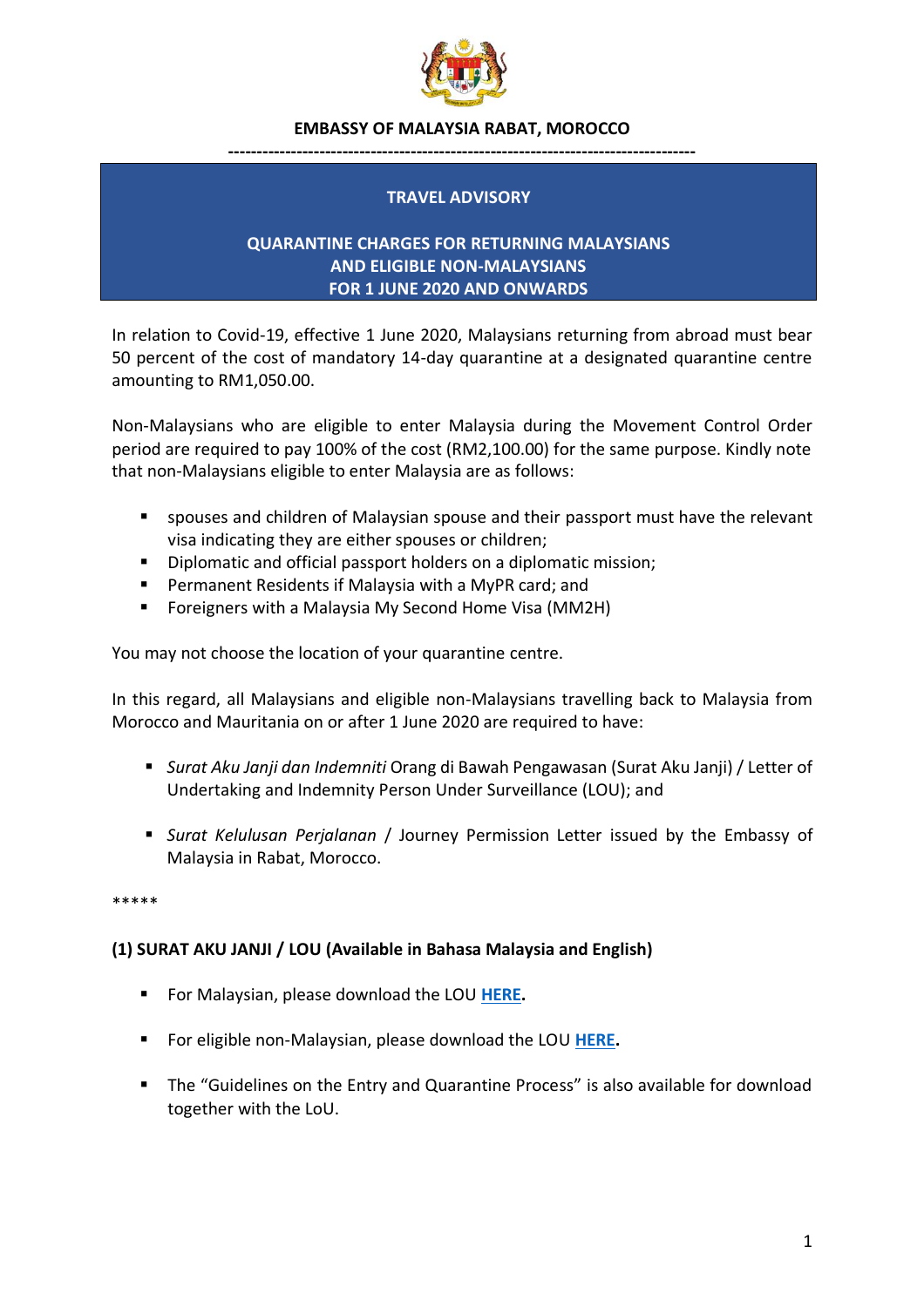**EMBASSY OF MALAYSIA RABAT, MOROCCO**

---

**TRAVEL ADVISORY**

**QUARANTINE CHARGES FOR RETURNING MALAYSIANS AND ELIGIBLE NON-MALAYSIANS FOR 1 JUNE 2020 AND ONWARDS**

In relation to Covid-19, effective 1 June 2020, Malaysians returning from abroad must bear 50 percent of the cost of mandatory 14-day quarantine at a designated quarantine centre amounting to RM1,050.00.

Non-Malaysians who are eligible to enter Malaysia during the Movement Control Order period are required to pay 100% of the cost (RM2,100.00) for the same purpose. Kindly note that non-Malaysians eligible to enter Malaysia are as follows:

- spouses and children of Malaysian spouse and their passport must have the relevant visa indicating they are either spouses or children;
- Diplomatic and official passport holders on a diplomatic mission;
- Permanent Residents if Malaysia with a MyPR card; and
- Foreigners with a Malaysia My Second Home Visa (MM2H)

You may not choose the location of your quarantine centre.

In this regard, all Malaysians and eligible non-Malaysians travelling back to Malaysia from Morocco and Mauritania on or after 1 June 2020 are required to have:

- *Surat Aku Janji dan Indemniti* Orang di Bawah Pengawasan (Surat Aku Janji) / Letter of Undertaking and Indemnity Person Under Surveillance (LOU); and
- *Surat Kelulusan Perjalanan* / Journey Permission Letter issued by the Embassy of Malaysia in Rabat, Morocco.

*****

**(1) SURAT AKU JANJI / LOU (Available in Bahasa Malaysia and English)**

- For Malaysian, please download the LOU **HERE**.
- For eligible non-Malaysian, please download the LOU **HERE**.
- The "Guidelines on the Entry and Quarantine Process" is also available for download together with the LoU.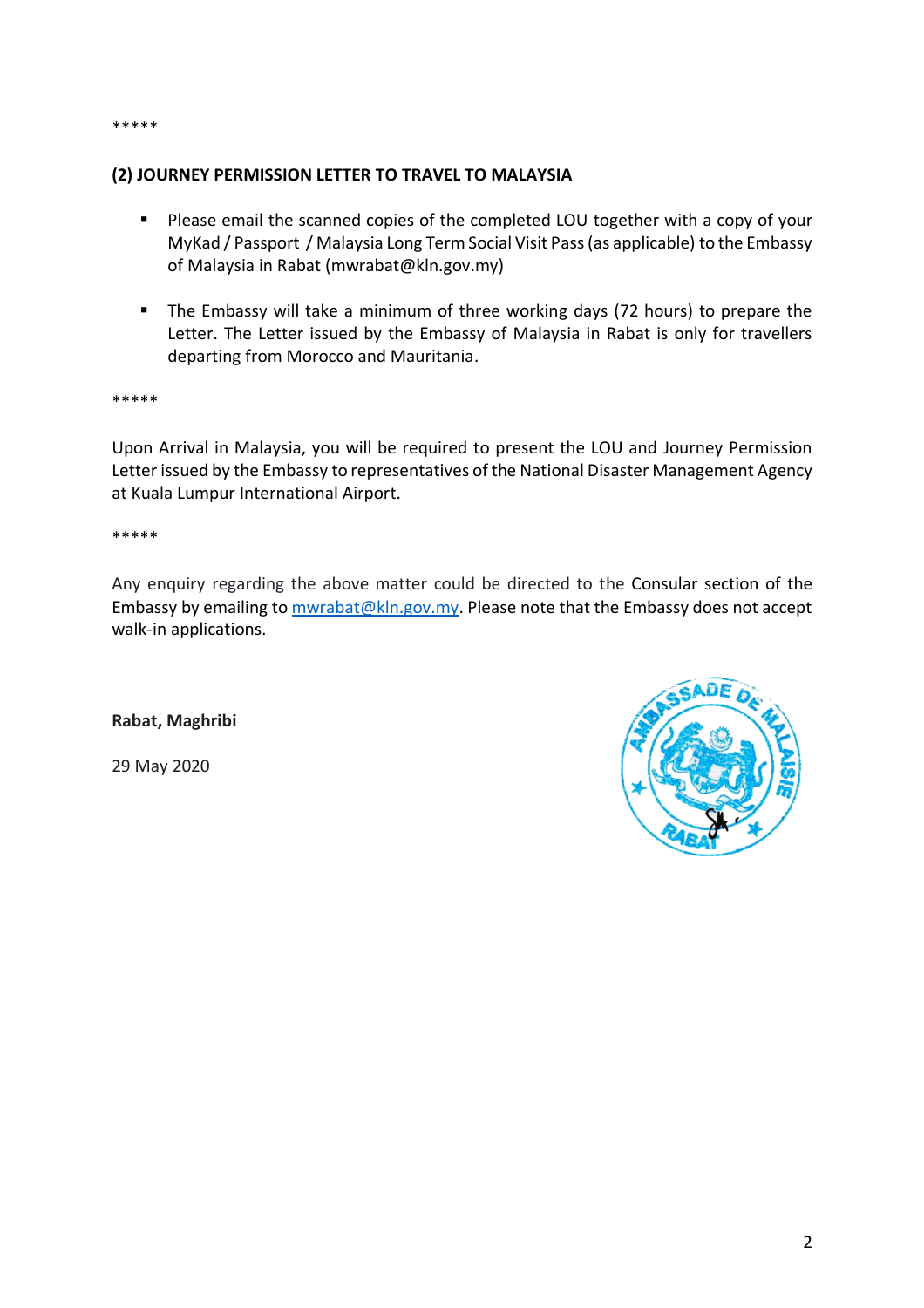*****

**(2) JOURNEY PERMISSION LETTER TO TRAVEL TO MALAYSIA**

- Please email the scanned copies of the completed LOU together with a copy of your MyKad / Passport / Malaysia Long Term Social Visit Pass (as applicable) to the Embassy of Malaysia in Rabat (mwrabat@kln.gov.my)

- The Embassy will take a minimum of three working days (72 hours) to prepare the Letter. The Letter issued by the Embassy of Malaysia in Rabat is only for travellers departing from Morocco and Mauritania.

*****

Upon Arrival in Malaysia, you will be required to present the LOU and Journey Permission Letter issued by the Embassy to representatives of the National Disaster Management Agency at Kuala Lumpur International Airport.

*****

Any enquiry regarding the above matter could be directed to the Consular section of the Embassy by emailing to mwrabat@kln.gov.my. Please note that the Embassy does not accept walk-in applications.

**Rabat, Maghribi**

29 May 2020

AMBASSADE DE MALAISIE RABAT